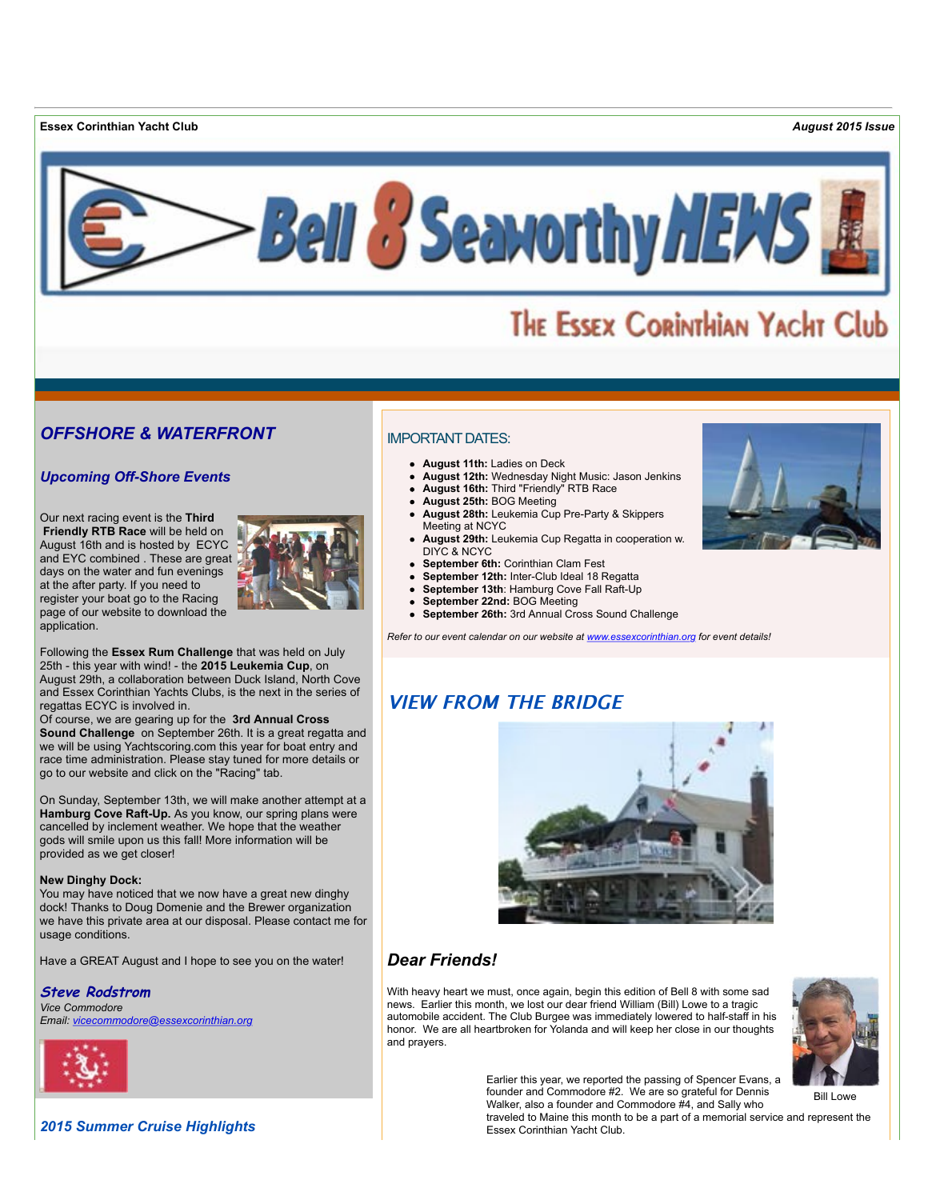**Essex Corinthian Yacht Club** *August 2015 Issue*

# Bell 8 Seaworthy NEWS

## The Essex Corinthian Yacht Club

## *OFFSHORE & WATERFRONT*

### *Upcoming Off-Shore Events*

Our next racing event is the **Third Friendly RTB Race** will be held on August 16th and is hosted by ECYC and EYC combined . These are great days on the water and fun evenings at the after party. If you need to register your boat go to the Racing page of our website to download the application.

Following the **Essex Rum Challenge** that was held on July 25th - this year with wind! - the **2015 Leukemia Cup**, on August 29th, a collaboration between Duck Island, North Cove and Essex Corinthian Yachts Clubs, is the next in the series of regattas ECYC is involved in.

Of course, we are gearing up for the **3rd Annual Cross Sound Challenge** on September 26th. It is a great regatta and we will be using Yachtscoring.com this year for boat entry and race time administration. Please stay tuned for more details or go to our website and click on the "Racing" tab.

On Sunday, September 13th, we will make another attempt at a **Hamburg Cove Raft-Up.** As you know, our spring plans were cancelled by inclement weather. We hope that the weather gods will smile upon us this fall! More information will be provided as we get closer!

**New Dinghy Dock:**
You may have noticed that we now have a great new dinghy dock! Thanks to Doug Domenie and the Brewer organization we have this private area at our disposal. Please contact me for usage conditions.

Have a GREAT August and I hope to see you on the water!

***Steve Rodstrom***
*Vice Commodore*
*Email: vicecommodore@essexcorinthian.org*

### *2015 Summer Cruise Highlights*

## IMPORTANT DATES:

- **August 11th:** Ladies on Deck
- **August 12th:** Wednesday Night Music: Jason Jenkins
- **August 16th:** Third "Friendly" RTB Race
- **August 25th:** BOG Meeting
- **August 28th:** Leukemia Cup Pre-Party & Skippers Meeting at NCYC
- **August 29th:** Leukemia Cup Regatta in cooperation w. DIYC & NCYC
- **September 6th:** Corinthian Clam Fest
- **September 12th:** Inter-Club Ideal 18 Regatta
- **September 13th**: Hamburg Cove Fall Raft-Up
- **September 22nd:** BOG Meeting
- **September 26th:** 3rd Annual Cross Sound Challenge

*Refer to our event calendar on our website at www.essexcorinthian.org for event details!*

## *VIEW FROM THE BRIDGE*

### *Dear Friends!*

With heavy heart we must, once again, begin this edition of Bell 8 with some sad news. Earlier this month, we lost our dear friend William (Bill) Lowe to a tragic automobile accident. The Club Burgee was immediately lowered to half-staff in his honor. We are all heartbroken for Yolanda and will keep her close in our thoughts and prayers.

Bill Lowe

Earlier this year, we reported the passing of Spencer Evans, a founder and Commodore #2. We are so grateful for Dennis Walker, also a founder and Commodore #4, and Sally who traveled to Maine this month to be a part of a memorial service and represent the Essex Corinthian Yacht Club.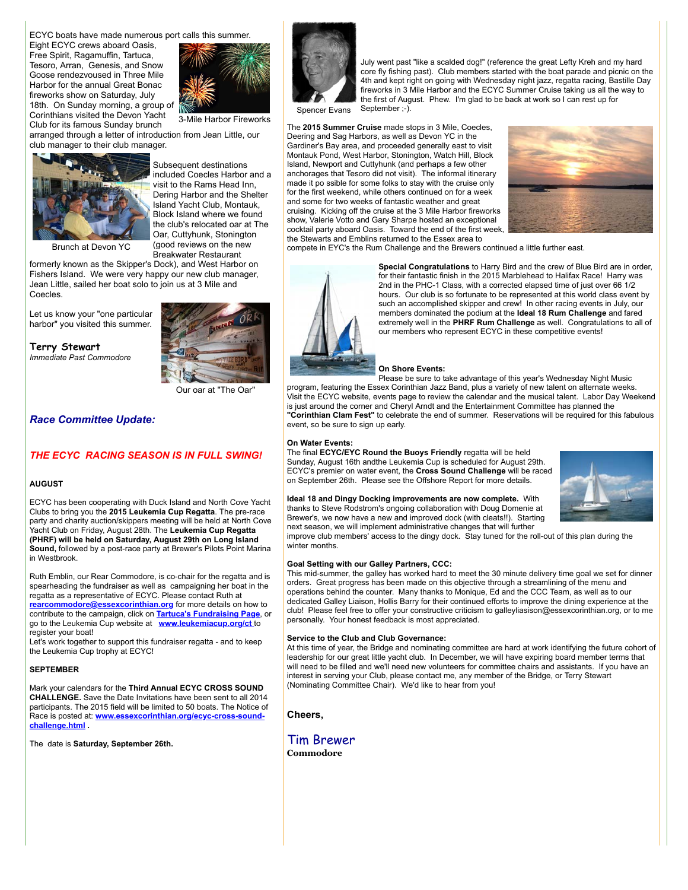ECYC boats have made numerous port calls this summer. Eight ECYC crews aboard Oasis, Free Spirit, Ragamuffin, Tartuca, Tesoro, Arran, Genesis, and Snow Goose rendezvoused in Three Mile Harbor for the annual Great Bonac fireworks show on Saturday, July 18th. On Sunday morning, a group of Corinthians visited the Devon Yacht Club for its famous Sunday brunch arranged through a letter of introduction from Jean Little, our club manager to their club manager.

3-Mile Harbor Fireworks

Subsequent destinations included Coecles Harbor and a visit to the Rams Head Inn, Dering Harbor and the Shelter Island Yacht Club, Montauk, Block Island where we found the club's relocated oar at The Oar, Cuttyhunk, Stonington (good reviews on the new Breakwater Restaurant formerly known as the Skipper's Dock), and West Harbor on Fishers Island. We were very happy our new club manager, Jean Little, sailed her boat solo to join us at 3 Mile and Coecles.

Brunch at Devon YC

Let us know your "one particular harbor" you visited this summer.

**Terry Stewart**
*Immediate Past Commodore*

Our oar at "The Oar"

## *Race Committee Update:*

## *THE ECYC RACING SEASON IS IN FULL SWING!*

**AUGUST**

ECYC has been cooperating with Duck Island and North Cove Yacht Clubs to bring you the **2015 Leukemia Cup Regatta**. The pre-race party and charity auction/skippers meeting will be held at North Cove Yacht Club on Friday, August 28th. The **Leukemia Cup Regatta (PHRF) will be held on Saturday, August 29th on Long Island Sound,** followed by a post-race party at Brewer's Pilots Point Marina in Westbrook.

Ruth Emblin, our Rear Commodore, is co-chair for the regatta and is spearheading the fundraiser as well as campaigning her boat in the regatta as a representative of ECYC. Please contact Ruth at **rearcommodore@essexcorinthian.org** for more details on how to contribute to the campaign, click on **Tartuca's Fundraising Page**, or go to the Leukemia Cup website at **www.leukemiacup.org/ct** to register your boat!
Let's work together to support this fundraiser regatta - and to keep the Leukemia Cup trophy at ECYC!

**SEPTEMBER**

Mark your calendars for the **Third Annual ECYC CROSS SOUND CHALLENGE.** Save the Date Invitations have been sent to all 2014 participants. The 2015 field will be limited to 50 boats. The Notice of Race is posted at: **www.essexcorinthian.org/ecyc-cross-sound-challenge.html** .

The date is **Saturday, September 26th.**

Spencer Evans

July went past "like a scalded dog!" (reference the great Lefty Kreh and my hard core fly fishing past). Club members started with the boat parade and picnic on the 4th and kept right on going with Wednesday night jazz, regatta racing, Bastille Day fireworks in 3 Mile Harbor and the ECYC Summer Cruise taking us all the way to the first of August. Phew. I'm glad to be back at work so I can rest up for September ;-).

The **2015 Summer Cruise** made stops in 3 Mile, Coecles, Deering and Sag Harbors, as well as Devon YC in the Gardiner's Bay area, and proceeded generally east to visit Montauk Pond, West Harbor, Stonington, Watch Hill, Block Island, Newport and Cuttyhunk (and perhaps a few other anchorages that Tesoro did not visit). The informal itinerary made it po ssible for some folks to stay with the cruise only for the first weekend, while others continued on for a week and some for two weeks of fantastic weather and great cruising. Kicking off the cruise at the 3 Mile Harbor fireworks show, Valerie Votto and Gary Sharpe hosted an exceptional cocktail party aboard Oasis. Toward the end of the first week, the Stewarts and Emblins returned to the Essex area to compete in EYC's the Rum Challenge and the Brewers continued a little further east.

**Special Congratulations** to Harry Bird and the crew of Blue Bird are in order, for their fantastic finish in the 2015 Marblehead to Halifax Race! Harry was 2nd in the PHC-1 Class, with a corrected elapsed time of just over 66 1/2 hours. Our club is so fortunate to be represented at this world class event by such an accomplished skipper and crew! In other racing events in July, our members dominated the podium at the **Ideal 18 Rum Challenge** and fared extremely well in the **PHRF Rum Challenge** as well. Congratulations to all of our members who represent ECYC in these competitive events!

**On Shore Events:**
Please be sure to take advantage of this year's Wednesday Night Music program, featuring the Essex Corinthian Jazz Band, plus a variety of new talent on alternate weeks. Visit the ECYC website, events page to review the calendar and the musical talent. Labor Day Weekend is just around the corner and Cheryl Arndt and the Entertainment Committee has planned the **"Corinthian Clam Fest"** to celebrate the end of summer. Reservations will be required for this fabulous event, so be sure to sign up early.

**On Water Events:**
The final **ECYC/EYC Round the Buoys Friendly** regatta will be held Sunday, August 16th andthe Leukemia Cup is scheduled for August 29th. ECYC's premier on water event, the **Cross Sound Challenge** will be raced on September 26th. Please see the Offshore Report for more details.

**Ideal 18 and Dingy Docking improvements are now complete.** With thanks to Steve Rodstrom's ongoing collaboration with Doug Domenie at Brewer's, we now have a new and improved dock (with cleats!!). Starting next season, we will implement administrative changes that will further improve club members' access to the dingy dock. Stay tuned for the roll-out of this plan during the winter months.

**Goal Setting with our Galley Partners, CCC:**
This mid-summer, the galley has worked hard to meet the 30 minute delivery time goal we set for dinner orders. Great progress has been made on this objective through a streamlining of the menu and operations behind the counter. Many thanks to Monique, Ed and the CCC Team, as well as to our dedicated Galley Liaison, Hollis Barry for their continued efforts to improve the dining experience at the club! Please feel free to offer your constructive criticism to galleyliasison@essexcorinthian.org, or to me personally. Your honest feedback is most appreciated.

**Service to the Club and Club Governance:**
At this time of year, the Bridge and nominating committee are hard at work identifying the future cohort of leadership for our great little yacht club. In December, we will have expiring board member terms that will need to be filled and we'll need new volunteers for committee chairs and assistants. If you have an interest in serving your Club, please contact me, any member of the Bridge, or Terry Stewart (Nominating Committee Chair). We'd like to hear from you!

**Cheers,**

Tim Brewer
**Commodore**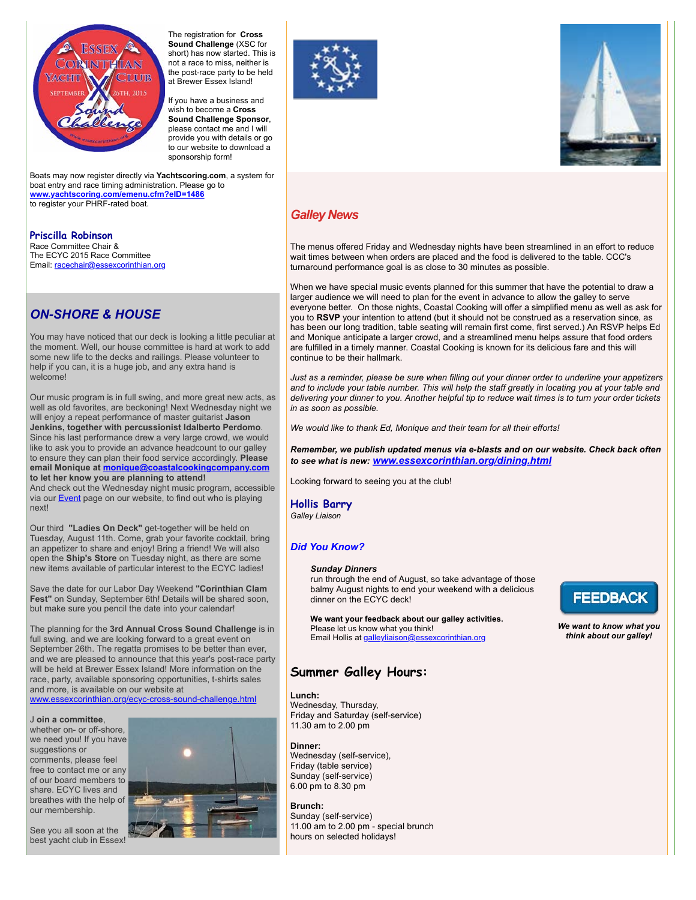The registration for **Cross Sound Challenge** (XSC for short) has now started. This is not a race to miss, neither is the post-race party to be held at Brewer Essex Island!

If you have a business and wish to become a **Cross Sound Challenge Sponsor**, please contact me and I will provide you with details or go to our website to download a sponsorship form!

Boats may now register directly via **Yachtscoring.com**, a system for boat entry and race timing administration. Please go to **www.yachtscoring.com/emenu.cfm?eID=1486** to register your PHRF-rated boat.

**Priscilla Robinson**
Race Committee Chair &
The ECYC 2015 Race Committee
Email: racechair@essexcorinthian.org

## *ON-SHORE & HOUSE*

You may have noticed that our deck is looking a little peculiar at the moment. Well, our house committee is hard at work to add some new life to the decks and railings. Please volunteer to help if you can, it is a huge job, and any extra hand is welcome!

Our music program is in full swing, and more great new acts, as well as old favorites, are beckoning! Next Wednesday night we will enjoy a repeat performance of master guitarist **Jason Jenkins, together with percussionist Idalberto Perdomo**. Since his last performance drew a very large crowd, we would like to ask you to provide an advance headcount to our galley to ensure they can plan their food service accordingly. **Please email Monique at monique@coastalcookingcompany.com to let her know you are planning to attend!**
And check out the Wednesday night music program, accessible via our Event page on our website, to find out who is playing next!

Our third **"Ladies On Deck"** get-together will be held on Tuesday, August 11th. Come, grab your favorite cocktail, bring an appetizer to share and enjoy! Bring a friend! We will also open the **Ship's Store** on Tuesday night, as there are some new items available of particular interest to the ECYC ladies!

Save the date for our Labor Day Weekend **"Corinthian Clam Fest"** on Sunday, September 6th! Details will be shared soon, but make sure you pencil the date into your calendar!

The planning for the **3rd Annual Cross Sound Challenge** is in full swing, and we are looking forward to a great event on September 26th. The regatta promises to be better than ever, and we are pleased to announce that this year's post-race party will be held at Brewer Essex Island! More information on the race, party, available sponsoring opportunities, t-shirts sales and more, is available on our website at www.essexcorinthian.org/ecyc-cross-sound-challenge.html

J **oin a committee**, whether on- or off-shore, we need you! If you have suggestions or comments, please feel free to contact me or any of our board members to share. ECYC lives and breathes with the help of our membership.

See you all soon at the best yacht club in Essex!

## *Galley News*

The menus offered Friday and Wednesday nights have been streamlined in an effort to reduce wait times between when orders are placed and the food is delivered to the table. CCC's turnaround performance goal is as close to 30 minutes as possible.

When we have special music events planned for this summer that have the potential to draw a larger audience we will need to plan for the event in advance to allow the galley to serve everyone better. On those nights, Coastal Cooking will offer a simplified menu as well as ask for you to **RSVP** your intention to attend (but it should not be construed as a reservation since, as has been our long tradition, table seating will remain first come, first served.) An RSVP helps Ed and Monique anticipate a larger crowd, and a streamlined menu helps assure that food orders are fulfilled in a timely manner. Coastal Cooking is known for its delicious fare and this will continue to be their hallmark.

*Just as a reminder, please be sure when filling out your dinner order to underline your appetizers and to include your table number. This will help the staff greatly in locating you at your table and delivering your dinner to you. Another helpful tip to reduce wait times is to turn your order tickets in as soon as possible.*

*We would like to thank Ed, Monique and their team for all their efforts!*

***Remember, we publish updated menus via e-blasts and on our website. Check back often to see what is new: www.essexcorinthian.org/dining.html***

Looking forward to seeing you at the club!

**Hollis Barry**
*Galley Liaison*

### *Did You Know?*

***Sunday Dinners***
run through the end of August, so take advantage of those balmy August nights to end your weekend with a delicious dinner on the ECYC deck!

**We want your feedback about our galley activities.**
Please let us know what you think!
Email Hollis at galleyliaison@essexcorinthian.org

FEEDBACK

***We want to know what you think about our galley!***

## Summer Galley Hours:

**Lunch:**
Wednesday, Thursday,
Friday and Saturday (self-service)
11.30 am to 2.00 pm

**Dinner:**
Wednesday (self-service),
Friday (table service)
Sunday (self-service)
6.00 pm to 8.30 pm

**Brunch:**
Sunday (self-service)
11.00 am to 2.00 pm - special brunch hours on selected holidays!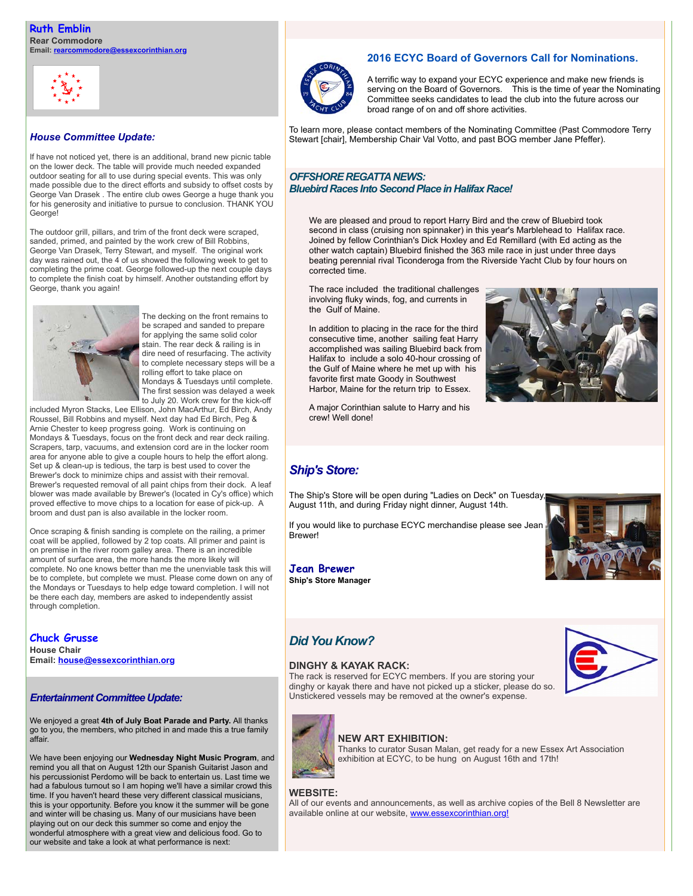**Ruth Emblin**
**Rear Commodore**
**Email: rearcommodore@essexcorinthian.org**

### *House Committee Update:*

If have not noticed yet, there is an additional, brand new picnic table on the lower deck. The table will provide much needed expanded outdoor seating for all to use during special events. This was only made possible due to the direct efforts and subsidy to offset costs by George Van Drasek . The entire club owes George a huge thank you for his generosity and initiative to pursue to conclusion. THANK YOU George!

The outdoor grill, pillars, and trim of the front deck were scraped, sanded, primed, and painted by the work crew of Bill Robbins, George Van Drasek, Terry Stewart, and myself. The original work day was rained out, the 4 of us showed the following week to get to completing the prime coat. George followed-up the next couple days to complete the finish coat by himself. Another outstanding effort by George, thank you again!

The decking on the front remains to be scraped and sanded to prepare for applying the same solid color stain. The rear deck & railing is in dire need of resurfacing. The activity to complete necessary steps will be a rolling effort to take place on Mondays & Tuesdays until complete. The first session was delayed a week to July 20. Work crew for the kick-off included Myron Stacks, Lee Ellison, John MacArthur, Ed Birch, Andy Roussel, Bill Robbins and myself. Next day had Ed Birch, Peg & Arnie Chester to keep progress going. Work is continuing on Mondays & Tuesdays, focus on the front deck and rear deck railing. Scrapers, tarp, vacuums, and extension cord are in the locker room area for anyone able to give a couple hours to help the effort along. Set up & clean-up is tedious, the tarp is best used to cover the Brewer's dock to minimize chips and assist with their removal. Brewer's requested removal of all paint chips from their dock. A leaf blower was made available by Brewer's (located in Cy's office) which proved effective to move chips to a location for ease of pick-up. A broom and dust pan is also available in the locker room.

Once scraping & finish sanding is complete on the railing, a primer coat will be applied, followed by 2 top coats. All primer and paint is on premise in the river room galley area. There is an incredible amount of surface area, the more hands the more likely will complete. No one knows better than me the unenviable task this will be to complete, but complete we must. Please come down on any of the Mondays or Tuesdays to help edge toward completion. I will not be there each day, members are asked to independently assist through completion.

**Chuck Grusse**
**House Chair**
**Email: house@essexcorinthian.org**

### *Entertainment Committee Update:*

We enjoyed a great **4th of July Boat Parade and Party.** All thanks go to you, the members, who pitched in and made this a true family affair.

We have been enjoying our **Wednesday Night Music Program**, and remind you all that on August 12th our Spanish Guitarist Jason and his percussionist Perdomo will be back to entertain us. Last time we had a fabulous turnout so I am hoping we'll have a similar crowd this time. If you haven't heard these very different classical musicians, this is your opportunity. Before you know it the summer will be gone and winter will be chasing us. Many of our musicians have been playing out on our deck this summer so come and enjoy the wonderful atmosphere with a great view and delicious food. Go to our website and take a look at what performance is next:

### 2016 ECYC Board of Governors Call for Nominations.

A terrific way to expand your ECYC experience and make new friends is serving on the Board of Governors. This is the time of year the Nominating Committee seeks candidates to lead the club into the future across our broad range of on and off shore activities.

To learn more, please contact members of the Nominating Committee (Past Commodore Terry Stewart [chair], Membership Chair Val Votto, and past BOG member Jane Pfeffer).

### *OFFSHORE REGATTA NEWS:*
### *Bluebird Races Into Second Place in Halifax Race!*

We are pleased and proud to report Harry Bird and the crew of Bluebird took second in class (cruising non spinnaker) in this year's Marblehead to Halifax race. Joined by fellow Corinthian's Dick Hoxley and Ed Remillard (with Ed acting as the other watch captain) Bluebird finished the 363 mile race in just under three days beating perennial rival Ticonderoga from the Riverside Yacht Club by four hours on corrected time.

The race included the traditional challenges involving fluky winds, fog, and currents in the Gulf of Maine.

In addition to placing in the race for the third consecutive time, another sailing feat Harry accomplished was sailing Bluebird back from Halifax to include a solo 40-hour crossing of the Gulf of Maine where he met up with his favorite first mate Goody in Southwest Harbor, Maine for the return trip to Essex.

A major Corinthian salute to Harry and his crew! Well done!

### *Ship's Store:*

The Ship's Store will be open during "Ladies on Deck" on Tuesday, August 11th, and during Friday night dinner, August 14th.

If you would like to purchase ECYC merchandise please see Jean Brewer!

**Jean Brewer**
**Ship's Store Manager**

### *Did You Know?*

**DINGHY & KAYAK RACK:**
The rack is reserved for ECYC members. If you are storing your dinghy or kayak there and have not picked up a sticker, please do so. Unstickered vessels may be removed at the owner's expense.

**NEW ART EXHIBITION:**
Thanks to curator Susan Malan, get ready for a new Essex Art Association exhibition at ECYC, to be hung on August 16th and 17th!

**WEBSITE:**
All of our events and announcements, as well as archive copies of the Bell 8 Newsletter are available online at our website, www.essexcorinthian.org!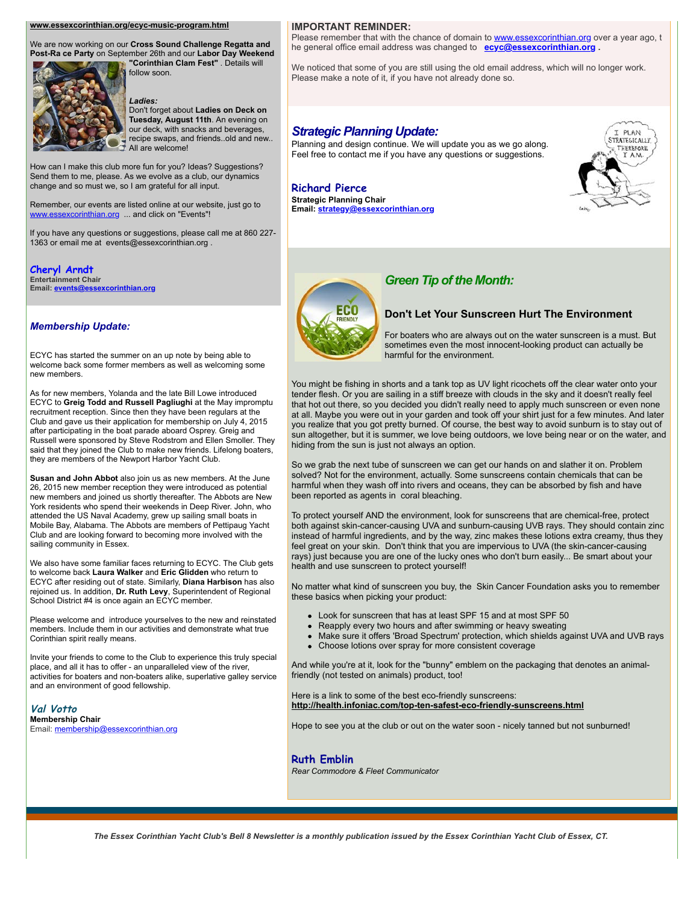www.essexcorinthian.org/ecyc-music-program.html

We are now working on our **Cross Sound Challenge Regatta and Post-Ra ce Party** on September 26th and our **Labor Day Weekend "Corinthian Clam Fest"** . Details will follow soon.

***Ladies:***
Don't forget about **Ladies on Deck on Tuesday, August 11th**. An evening on our deck, with snacks and beverages, recipe swaps, and friends..old and new.. All are welcome!

How can I make this club more fun for you? Ideas? Suggestions? Send them to me, please. As we evolve as a club, our dynamics change and so must we, so I am grateful for all input.

Remember, our events are listed online at our website, just go to www.essexcorinthian.org ... and click on "Events"!

If you have any questions or suggestions, please call me at 860 227-1363 or email me at events@essexcorinthian.org .

**Cheryl Arndt**
**Entertainment Chair**
**Email: events@essexcorinthian.org**

## *Membership Update:*

ECYC has started the summer on an up note by being able to welcome back some former members as well as welcoming some new members.

As for new members, Yolanda and the late Bill Lowe introduced ECYC to **Greig Todd and Russell Pagliughi** at the May impromptu recruitment reception. Since then they have been regulars at the Club and gave us their application for membership on July 4, 2015 after participating in the boat parade aboard Osprey. Greig and Russell were sponsored by Steve Rodstrom and Ellen Smoller. They said that they joined the Club to make new friends. Lifelong boaters, they are members of the Newport Harbor Yacht Club.

**Susan and John Abbot** also join us as new members. At the June 26, 2015 new member reception they were introduced as potential new members and joined us shortly thereafter. The Abbots are New York residents who spend their weekends in Deep River. John, who attended the US Naval Academy, grew up sailing small boats in Mobile Bay, Alabama. The Abbots are members of Pettipaug Yacht Club and are looking forward to becoming more involved with the sailing community in Essex.

We also have some familiar faces returning to ECYC. The Club gets to welcome back **Laura Walker** and **Eric Glidden** who return to ECYC after residing out of state. Similarly, **Diana Harbison** has also rejoined us. In addition, **Dr. Ruth Levy**, Superintendent of Regional School District #4 is once again an ECYC member.

Please welcome and introduce yourselves to the new and reinstated members. Include them in our activities and demonstrate what true Corinthian spirit really means.

Invite your friends to come to the Club to experience this truly special place, and all it has to offer - an unparalleled view of the river, activities for boaters and non-boaters alike, superlative galley service and an environment of good fellowship.

***Val Votto***
**Membership Chair**
Email: membership@essexcorinthian.org

**IMPORTANT REMINDER:**
Please remember that with the chance of domain to www.essexcorinthian.org over a year ago, t he general office email address was changed to **ecyc@essexcorinthian.org .**

We noticed that some of you are still using the old email address, which will no longer work. Please make a note of it, if you have not already done so.

## *Strategic Planning Update:*

Planning and design continue. We will update you as we go along. Feel free to contact me if you have any questions or suggestions.

**Richard Pierce**
**Strategic Planning Chair**
**Email: strategy@essexcorinthian.org**

## *Green Tip of the Month:*

### Don't Let Your Sunscreen Hurt The Environment

For boaters who are always out on the water sunscreen is a must. But sometimes even the most innocent-looking product can actually be harmful for the environment.

You might be fishing in shorts and a tank top as UV light ricochets off the clear water onto your tender flesh. Or you are sailing in a stiff breeze with clouds in the sky and it doesn't really feel that hot out there, so you decided you didn't really need to apply much sunscreen or even none at all. Maybe you were out in your garden and took off your shirt just for a few minutes. And later you realize that you got pretty burned. Of course, the best way to avoid sunburn is to stay out of sun altogether, but it is summer, we love being outdoors, we love being near or on the water, and hiding from the sun is just not always an option.

So we grab the next tube of sunscreen we can get our hands on and slather it on. Problem solved? Not for the environment, actually. Some sunscreens contain chemicals that can be harmful when they wash off into rivers and oceans, they can be absorbed by fish and have been reported as agents in coral bleaching.

To protect yourself AND the environment, look for sunscreens that are chemical-free, protect both against skin-cancer-causing UVA and sunburn-causing UVB rays. They should contain zinc instead of harmful ingredients, and by the way, zinc makes these lotions extra creamy, thus they feel great on your skin. Don't think that you are impervious to UVA (the skin-cancer-causing rays) just because you are one of the lucky ones who don't burn easily... Be smart about your health and use sunscreen to protect yourself!

No matter what kind of sunscreen you buy, the Skin Cancer Foundation asks you to remember these basics when picking your product:

- Look for sunscreen that has at least SPF 15 and at most SPF 50
- Reapply every two hours and after swimming or heavy sweating
- Make sure it offers 'Broad Spectrum' protection, which shields against UVA and UVB rays
- Choose lotions over spray for more consistent coverage

And while you're at it, look for the "bunny" emblem on the packaging that denotes an animal-friendly (not tested on animals) product, too!

Here is a link to some of the best eco-friendly sunscreens:
**http://health.infoniac.com/top-ten-safest-eco-friendly-sunscreens.html**

Hope to see you at the club or out on the water soon - nicely tanned but not sunburned!

**Ruth Emblin**
*Rear Commodore & Fleet Communicator*

***The Essex Corinthian Yacht Club's Bell 8 Newsletter is a monthly publication issued by the Essex Corinthian Yacht Club of Essex, CT.***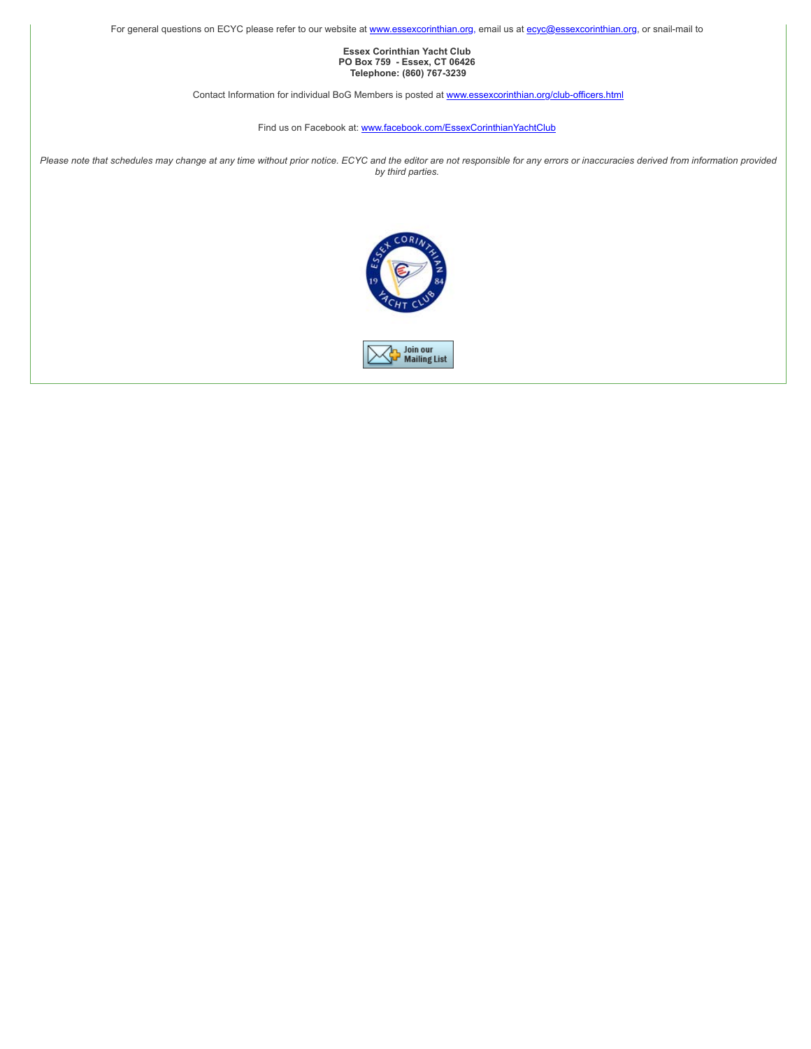For general questions on ECYC please refer to our website at www.essexcorinthian.org, email us at ecyc@essexcorinthian.org, or snail-mail to

**Essex Corinthian Yacht Club**
**PO Box 759 - Essex, CT 06426**
**Telephone: (860) 767-3239**

Contact Information for individual BoG Members is posted at www.essexcorinthian.org/club-officers.html

Find us on Facebook at: www.facebook.com/EssexCorinthianYachtClub

*Please note that schedules may change at any time without prior notice. ECYC and the editor are not responsible for any errors or inaccuracies derived from information provided by third parties.*